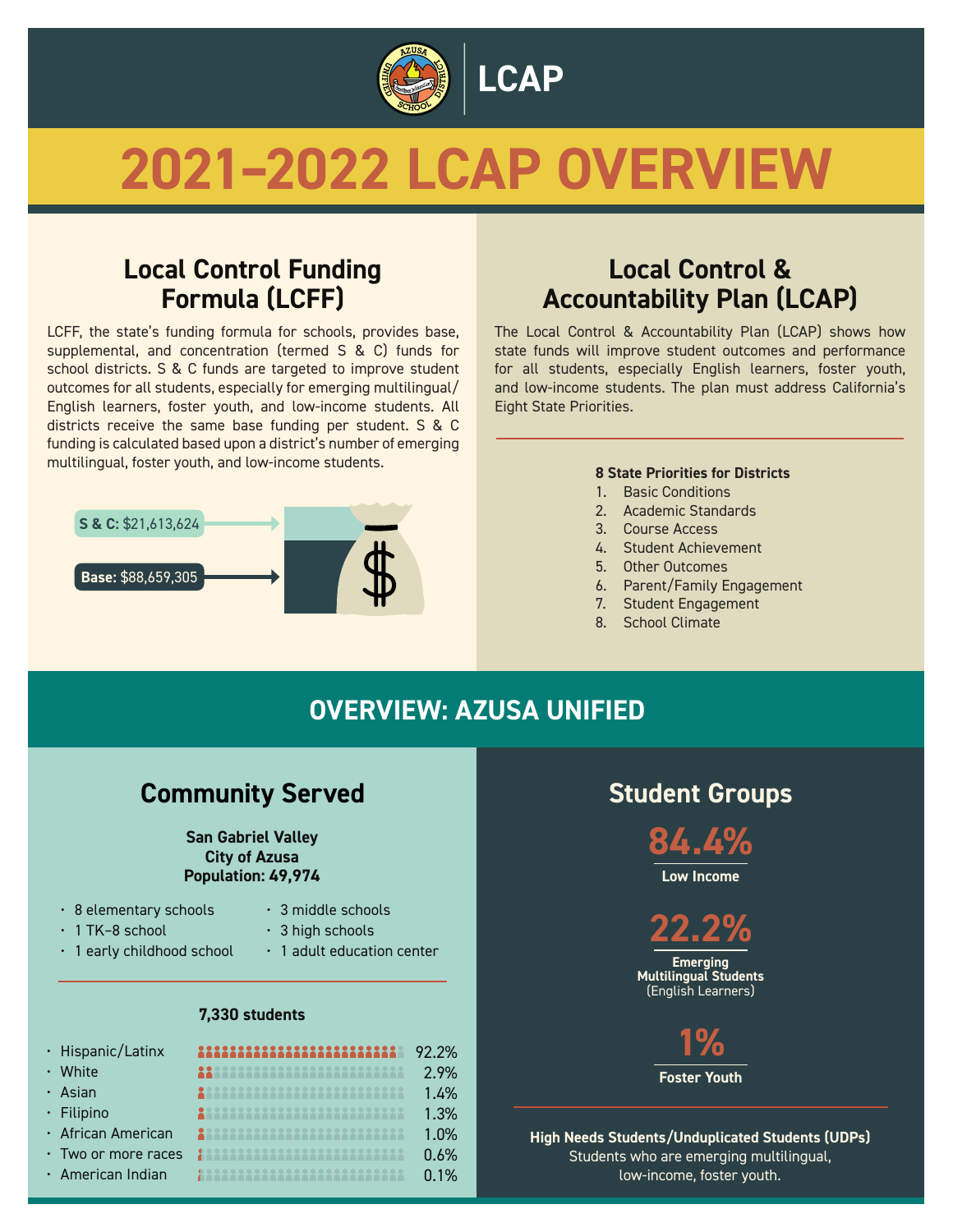# LCAP

# 2021–2022 LCAP OVERVIEW

## Local Control Funding Formula (LCFF)

LCFF, the state's funding formula for schools, provides base, supplemental, and concentration (termed S & C) funds for school districts. S & C funds are targeted to improve student outcomes for all students, especially for emerging multilingual/English learners, foster youth, and low-income students. All districts receive the same base funding per student. S & C funding is calculated based upon a district's number of emerging multilingual, foster youth, and low-income students.

**S & C:** $21,613,624

**Base:** $88,659,305

## Local Control & Accountability Plan (LCAP)

The Local Control & Accountability Plan (LCAP) shows how state funds will improve student outcomes and performance for all students, especially English learners, foster youth, and low-income students. The plan must address California's Eight State Priorities.

**8 State Priorities for Districts**

1. Basic Conditions
2. Academic Standards
3. Course Access
4. Student Achievement
5. Other Outcomes
6. Parent/Family Engagement
7. Student Engagement
8. School Climate

## OVERVIEW: AZUSA UNIFIED

### Community Served

**San Gabriel Valley**
**City of Azusa**
**Population: 49,974**

- 8 elementary schools
- 1 TK–8 school
- 1 early childhood school
- 3 middle schools
- 3 high schools
- 1 adult education center

**7,330 students**

| Group | Percent |
|---|---|
| Hispanic/Latinx | 92.2% |
| White | 2.9% |
| Asian | 1.4% |
| Filipino | 1.3% |
| African American | 1.0% |
| Two or more races | 0.6% |
| American Indian | 0.1% |

### Student Groups

**84.4%**
**Low Income**

**22.2%**
**Emerging Multilingual Students** (English Learners)

**1%**
**Foster Youth**

**High Needs Students/Unduplicated Students (UDPs)**
Students who are emerging multilingual, low-income, foster youth.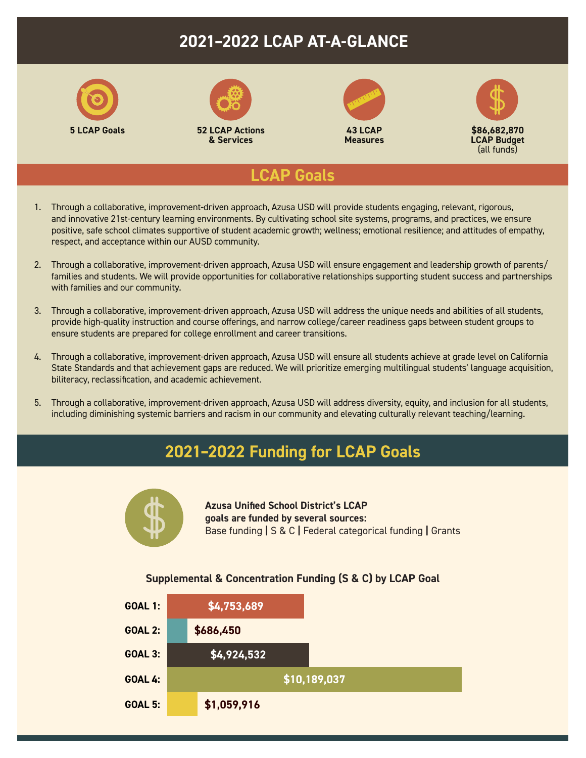# 2021–2022 LCAP AT-A-GLANCE

**5 LCAP Goals**

**52 LCAP Actions & Services**

**43 LCAP Measures**

**$86,682,870 LCAP Budget** (all funds)

## LCAP Goals

1. Through a collaborative, improvement-driven approach, Azusa USD will provide students engaging, relevant, rigorous, and innovative 21st-century learning environments. By cultivating school site systems, programs, and practices, we ensure positive, safe school climates supportive of student academic growth; wellness; emotional resilience; and attitudes of empathy, respect, and acceptance within our AUSD community.
2. Through a collaborative, improvement-driven approach, Azusa USD will ensure engagement and leadership growth of parents/ families and students. We will provide opportunities for collaborative relationships supporting student success and partnerships with families and our community.
3. Through a collaborative, improvement-driven approach, Azusa USD will address the unique needs and abilities of all students, provide high-quality instruction and course offerings, and narrow college/career readiness gaps between student groups to ensure students are prepared for college enrollment and career transitions.
4. Through a collaborative, improvement-driven approach, Azusa USD will ensure all students achieve at grade level on California State Standards and that achievement gaps are reduced. We will prioritize emerging multilingual students' language acquisition, biliteracy, reclassification, and academic achievement.
5. Through a collaborative, improvement-driven approach, Azusa USD will address diversity, equity, and inclusion for all students, including diminishing systemic barriers and racism in our community and elevating culturally relevant teaching/learning.

## 2021–2022 Funding for LCAP Goals

**Azusa Unified School District's LCAP goals are funded by several sources:**
Base funding | S & C | Federal categorical funding | Grants

### Supplemental & Concentration Funding (S & C) by LCAP Goal

| Goal | S & C Funding |
|---|---|
| GOAL 1: | $4,753,689 |
| GOAL 2: | $686,450 |
| GOAL 3: | $4,924,532 |
| GOAL 4: | $10,189,037 |
| GOAL 5: | $1,059,916 |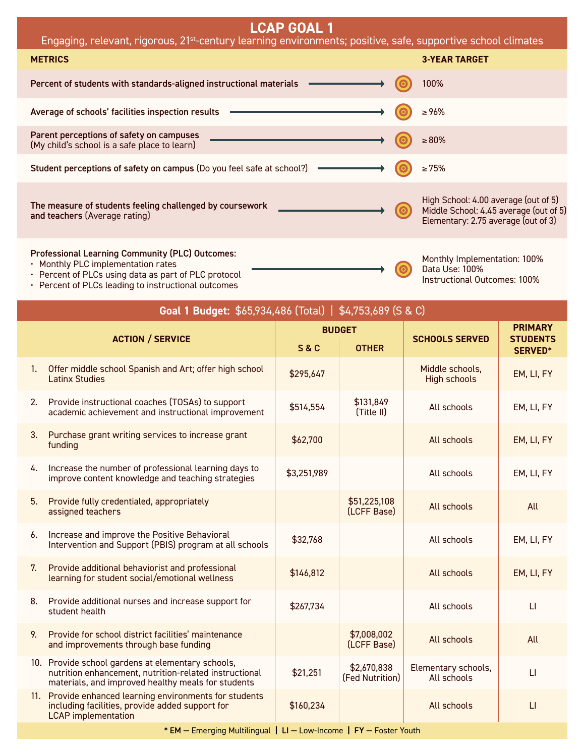# LCAP GOAL 1

Engaging, relevant, rigorous, 21st-century learning environments; positive, safe, supportive school climates

| METRICS | 3-YEAR TARGET |
|---|---|
| **Percent of students with standards-aligned instructional materials** | 100% |
| **Average of schools' facilities inspection results** | ≥ 96% |
| **Parent perceptions of safety on campuses** (My child's school is a safe place to learn) | ≥ 80% |
| **Student perceptions of safety on campus** (Do you feel safe at school?) | ≥ 75% |
| **The measure of students feeling challenged by coursework and teachers** (Average rating) | High School: 4.00 average (out of 5)<br>Middle School: 4.45 average (out of 5)<br>Elementary: 2.75 average (out of 3) |
| **Professional Learning Community (PLC) Outcomes:**<br>• Monthly PLC implementation rates<br>• Percent of PLCs using data as part of PLC protocol<br>• Percent of PLCs leading to instructional outcomes | Monthly Implementation: 100%<br>Data Use: 100%<br>Instructional Outcomes: 100% |

## Goal 1 Budget: $65,934,486 (Total) | $4,753,689 (S & C)

| ACTION / SERVICE | BUDGET | | SCHOOLS SERVED | PRIMARY STUDENTS SERVED* |
|---|---|---|---|---|
| | S & C | OTHER | | |
| 1. Offer middle school Spanish and Art; offer high school Latinx Studies | $295,647 | | Middle schools, High schools | EM, LI, FY |
| 2. Provide instructional coaches (TOSAs) to support academic achievement and instructional improvement | $514,554 | $131,849 (Title II) | All schools | EM, LI, FY |
| 3. Purchase grant writing services to increase grant funding | $62,700 | | All schools | EM, LI, FY |
| 4. Increase the number of professional learning days to improve content knowledge and teaching strategies | $3,251,989 | | All schools | EM, LI, FY |
| 5. Provide fully credentialed, appropriately assigned teachers | | $51,225,108 (LCFF Base) | All schools | All |
| 6. Increase and improve the Positive Behavioral Intervention and Support (PBIS) program at all schools | $32,768 | | All schools | EM, LI, FY |
| 7. Provide additional behaviorist and professional learning for student social/emotional wellness | $146,812 | | All schools | EM, LI, FY |
| 8. Provide additional nurses and increase support for student health | $267,734 | | All schools | LI |
| 9. Provide for school district facilities' maintenance and improvements through base funding | | $7,008,002 (LCFF Base) | All schools | All |
| 10. Provide school gardens at elementary schools, nutrition enhancement, nutrition-related instructional materials, and improved healthy meals for students | $21,251 | $2,670,838 (Fed Nutrition) | Elementary schools, All schools | LI |
| 11. Provide enhanced learning environments for students including facilities, provide added support for LCAP implementation | $160,234 | | All schools | LI |

* EM — Emerging Multilingual | LI — Low-Income | FY — Foster Youth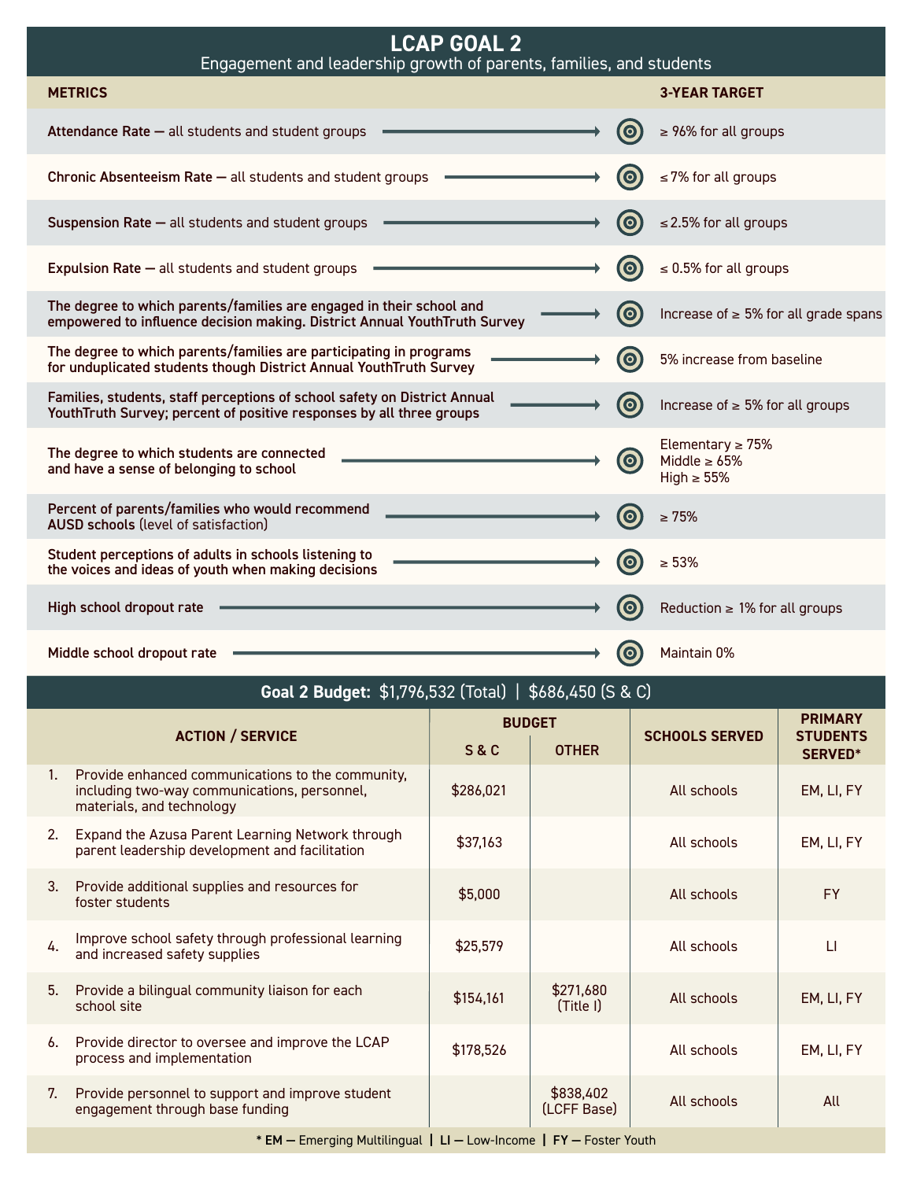# LCAP GOAL 2

Engagement and leadership growth of parents, families, and students

| METRICS | 3-YEAR TARGET |
|---|---|
| **Attendance Rate —** all students and student groups | ≥ 96% for all groups |
| **Chronic Absenteeism Rate —** all students and student groups | ≤ 7% for all groups |
| **Suspension Rate —** all students and student groups | ≤ 2.5% for all groups |
| **Expulsion Rate —** all students and student groups | ≤ 0.5% for all groups |
| **The degree to which parents/families are engaged in their school and empowered to influence decision making. District Annual YouthTruth Survey** | Increase of ≥ 5% for all grade spans |
| **The degree to which parents/families are participating in programs for unduplicated students though District Annual YouthTruth Survey** | 5% increase from baseline |
| **Families, students, staff perceptions of school safety on District Annual YouthTruth Survey; percent of positive responses by all three groups** | Increase of ≥ 5% for all groups |
| **The degree to which students are connected and have a sense of belonging to school** | Elementary ≥ 75%<br>Middle ≥ 65%<br>High ≥ 55% |
| **Percent of parents/families who would recommend AUSD schools** (level of satisfaction) | ≥ 75% |
| **Student perceptions of adults in schools listening to the voices and ideas of youth when making decisions** | ≥ 53% |
| **High school dropout rate** | Reduction ≥ 1% for all groups |
| **Middle school dropout rate** | Maintain 0% |

## Goal 2 Budget: $1,796,532 (Total) | $686,450 (S & C)

| ACTION / SERVICE | BUDGET | | SCHOOLS SERVED | PRIMARY STUDENTS SERVED* |
|---|---|---|---|---|
| | S & C | OTHER | | |
| 1. Provide enhanced communications to the community, including two-way communications, personnel, materials, and technology | $286,021 | | All schools | EM, LI, FY |
| 2. Expand the Azusa Parent Learning Network through parent leadership development and facilitation | $37,163 | | All schools | EM, LI, FY |
| 3. Provide additional supplies and resources for foster students | $5,000 | | All schools | FY |
| 4. Improve school safety through professional learning and increased safety supplies | $25,579 | | All schools | LI |
| 5. Provide a bilingual community liaison for each school site | $154,161 | $271,680 (Title I) | All schools | EM, LI, FY |
| 6. Provide director to oversee and improve the LCAP process and implementation | $178,526 | | All schools | EM, LI, FY |
| 7. Provide personnel to support and improve student engagement through base funding | | $838,402 (LCFF Base) | All schools | All |

\* **EM —** Emerging Multilingual | **LI —** Low-Income | **FY —** Foster Youth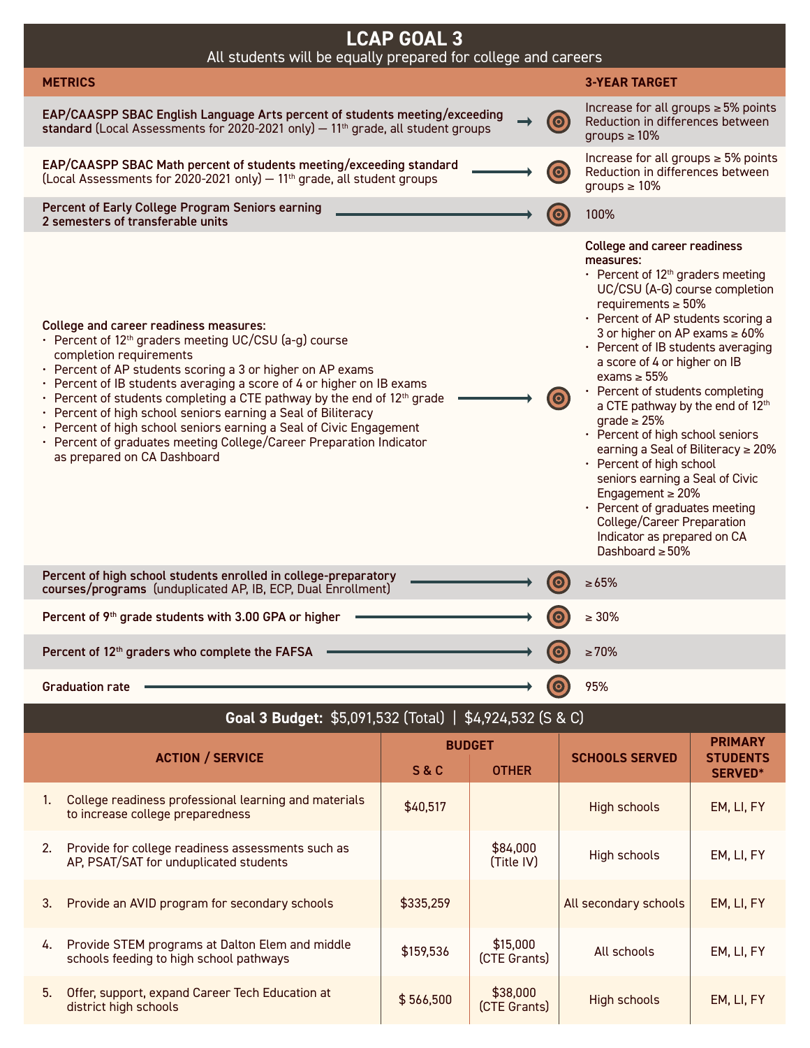# LCAP GOAL 3

All students will be equally prepared for college and careers

| METRICS | 3-YEAR TARGET |
|---|---|
| **EAP/CAASPP SBAC English Language Arts percent of students meeting/exceeding standard** (Local Assessments for 2020-2021 only) — 11th grade, all student groups | Increase for all groups ≥ 5% points<br>Reduction in differences between groups ≥ 10% |
| **EAP/CAASPP SBAC Math percent of students meeting/exceeding standard** (Local Assessments for 2020-2021 only) — 11th grade, all student groups | Increase for all groups ≥ 5% points<br>Reduction in differences between groups ≥ 10% |
| **Percent of Early College Program Seniors earning 2 semesters of transferable units** | 100% |
| **College and career readiness measures:**<br>• Percent of 12th graders meeting UC/CSU (a-g) course completion requirements<br>• Percent of AP students scoring a 3 or higher on AP exams<br>• Percent of IB students averaging a score of 4 or higher on IB exams<br>• Percent of students completing a CTE pathway by the end of 12th grade<br>• Percent of high school seniors earning a Seal of Biliteracy<br>• Percent of high school seniors earning a Seal of Civic Engagement<br>• Percent of graduates meeting College/Career Preparation Indicator as prepared on CA Dashboard | **College and career readiness measures:**<br>• Percent of 12th graders meeting UC/CSU (A-G) course completion requirements ≥ 50%<br>• Percent of AP students scoring a 3 or higher on AP exams ≥ 60%<br>• Percent of IB students averaging a score of 4 or higher on IB exams ≥ 55%<br>• Percent of students completing a CTE pathway by the end of 12th grade ≥ 25%<br>• Percent of high school seniors earning a Seal of Biliteracy ≥ 20%<br>• Percent of high school seniors earning a Seal of Civic Engagement ≥ 20%<br>• Percent of graduates meeting College/Career Preparation Indicator as prepared on CA Dashboard ≥ 50% |
| **Percent of high school students enrolled in college-preparatory courses/programs** (unduplicated AP, IB, ECP, Dual Enrollment) | ≥ 65% |
| **Percent of 9th grade students with 3.00 GPA or higher** | ≥ 30% |
| **Percent of 12th graders who complete the FAFSA** | ≥ 70% |
| **Graduation rate** | 95% |

**Goal 3 Budget:** $5,091,532 (Total) | $4,924,532 (S & C)

| ACTION / SERVICE | BUDGET | | SCHOOLS SERVED | PRIMARY STUDENTS SERVED* |
|---|---|---|---|---|
| | S & C | OTHER | | |
| 1. College readiness professional learning and materials to increase college preparedness | $40,517 | | High schools | EM, LI, FY |
| 2. Provide for college readiness assessments such as AP, PSAT/SAT for unduplicated students | | $84,000 (Title IV) | High schools | EM, LI, FY |
| 3. Provide an AVID program for secondary schools | $335,259 | | All secondary schools | EM, LI, FY |
| 4. Provide STEM programs at Dalton Elem and middle schools feeding to high school pathways | $159,536 | $15,000 (CTE Grants) | All schools | EM, LI, FY |
| 5. Offer, support, expand Career Tech Education at district high schools | $ 566,500 | $38,000 (CTE Grants) | High schools | EM, LI, FY |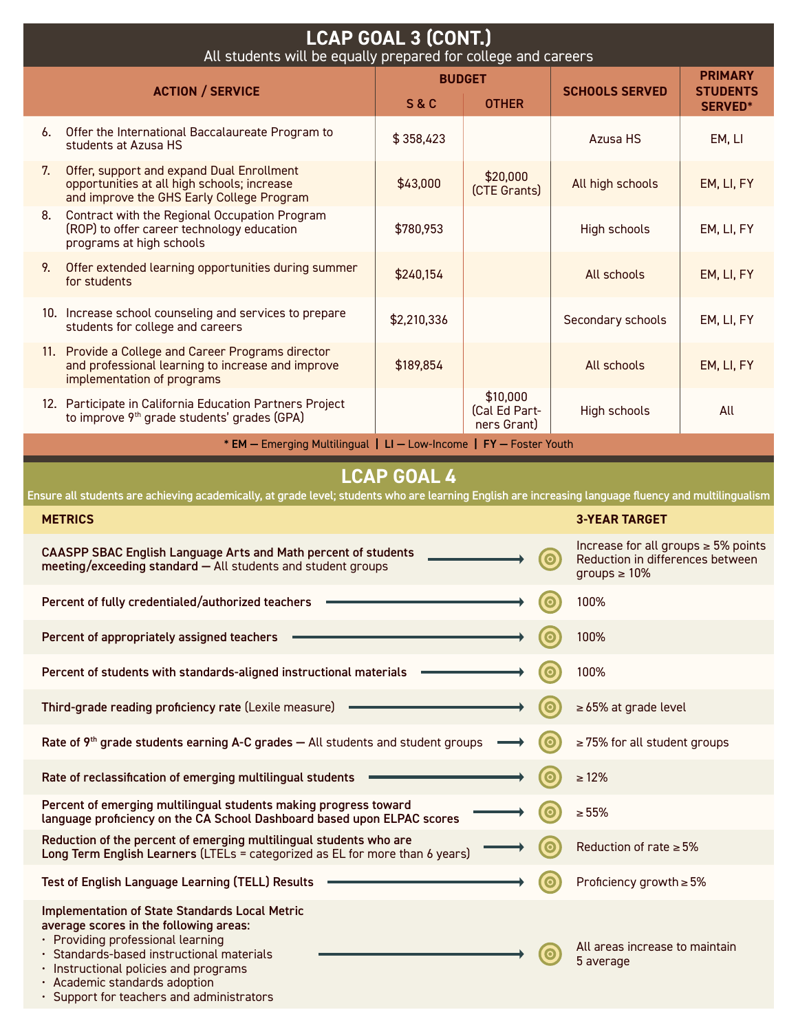## LCAP GOAL 3 (CONT.)

All students will be equally prepared for college and careers

| ACTION / SERVICE | BUDGET | | SCHOOLS SERVED | PRIMARY STUDENTS SERVED* |
|---|---|---|---|---|
| | S & C | OTHER | | |
| 6. Offer the International Baccalaureate Program to students at Azusa HS | $ 358,423 | | Azusa HS | EM, LI |
| 7. Offer, support and expand Dual Enrollment opportunities at all high schools; increase and improve the GHS Early College Program | $43,000 | $20,000 (CTE Grants) | All high schools | EM, LI, FY |
| 8. Contract with the Regional Occupation Program (ROP) to offer career technology education programs at high schools | $780,953 | | High schools | EM, LI, FY |
| 9. Offer extended learning opportunities during summer for students | $240,154 | | All schools | EM, LI, FY |
| 10. Increase school counseling and services to prepare students for college and careers | $2,210,336 | | Secondary schools | EM, LI, FY |
| 11. Provide a College and Career Programs director and professional learning to increase and improve implementation of programs | $189,854 | | All schools | EM, LI, FY |
| 12. Participate in California Education Partners Project to improve 9th grade students' grades (GPA) | | $10,000 (Cal Ed Partners Grant) | High schools | All |

\* EM — Emerging Multilingual | LI — Low-Income | FY — Foster Youth

## LCAP GOAL 4

Ensure all students are achieving academically, at grade level; students who are learning English are increasing language fluency and multilingualism

| METRICS | 3-YEAR TARGET |
|---|---|
| **CAASPP SBAC English Language Arts and Math percent of students meeting/exceeding standard —** All students and student groups | Increase for all groups ≥ 5% points<br>Reduction in differences between groups ≥ 10% |
| **Percent of fully credentialed/authorized teachers** | 100% |
| **Percent of appropriately assigned teachers** | 100% |
| **Percent of students with standards-aligned instructional materials** | 100% |
| **Third-grade reading proficiency rate** (Lexile measure) | ≥ 65% at grade level |
| **Rate of 9th grade students earning A-C grades —** All students and student groups | ≥ 75% for all student groups |
| **Rate of reclassification of emerging multilingual students** | ≥ 12% |
| **Percent of emerging multilingual students making progress toward language proficiency on the CA School Dashboard based upon ELPAC scores** | ≥ 55% |
| **Reduction of the percent of emerging multilingual students who are Long Term English Learners** (LTELs = categorized as EL for more than 6 years) | Reduction of rate ≥ 5% |
| **Test of English Language Learning (TELL) Results** | Proficiency growth ≥ 5% |
| **Implementation of State Standards Local Metric average scores in the following areas:**<br>• Providing professional learning<br>• Standards-based instructional materials<br>• Instructional policies and programs<br>• Academic standards adoption<br>• Support for teachers and administrators | All areas increase to maintain 5 average |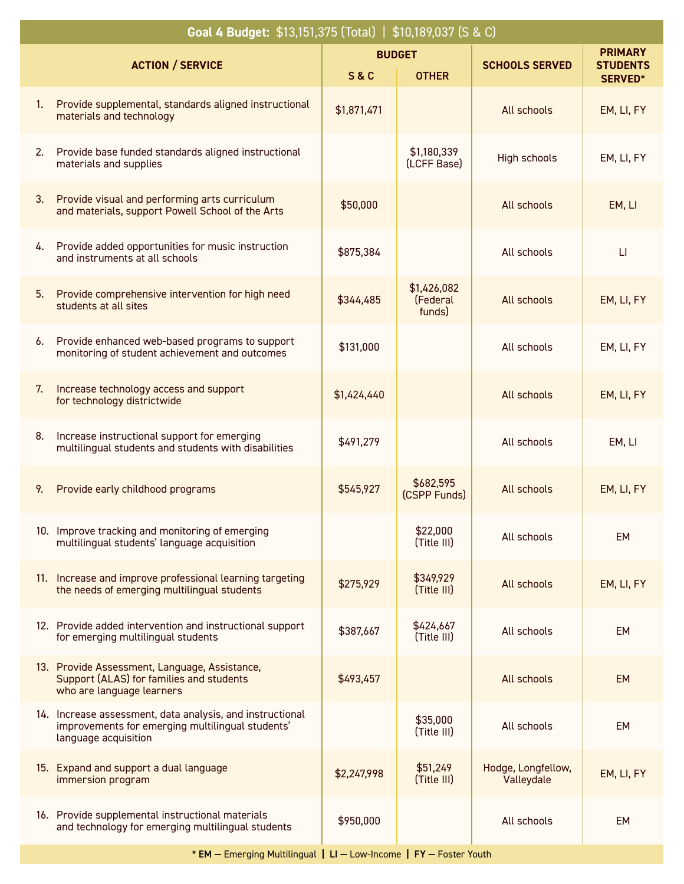**Goal 4 Budget:** $13,151,375 (Total) | $10,189,037 (S & C)

| ACTION / SERVICE | BUDGET | | SCHOOLS SERVED | PRIMARY STUDENTS SERVED* |
|---|---|---|---|---|
| | S & C | OTHER | | |
| 1. Provide supplemental, standards aligned instructional materials and technology | $1,871,471 | | All schools | EM, LI, FY |
| 2. Provide base funded standards aligned instructional materials and supplies | | $1,180,339 (LCFF Base) | High schools | EM, LI, FY |
| 3. Provide visual and performing arts curriculum and materials, support Powell School of the Arts | $50,000 | | All schools | EM, LI |
| 4. Provide added opportunities for music instruction and instruments at all schools | $875,384 | | All schools | LI |
| 5. Provide comprehensive intervention for high need students at all sites | $344,485 | $1,426,082 (Federal funds) | All schools | EM, LI, FY |
| 6. Provide enhanced web-based programs to support monitoring of student achievement and outcomes | $131,000 | | All schools | EM, LI, FY |
| 7. Increase technology access and support for technology districtwide | $1,424,440 | | All schools | EM, LI, FY |
| 8. Increase instructional support for emerging multilingual students and students with disabilities | $491,279 | | All schools | EM, LI |
| 9. Provide early childhood programs | $545,927 | $682,595 (CSPP Funds) | All schools | EM, LI, FY |
| 10. Improve tracking and monitoring of emerging multilingual students' language acquisition | | $22,000 (Title III) | All schools | EM |
| 11. Increase and improve professional learning targeting the needs of emerging multilingual students | $275,929 | $349,929 (Title III) | All schools | EM, LI, FY |
| 12. Provide added intervention and instructional support for emerging multilingual students | $387,667 | $424,667 (Title III) | All schools | EM |
| 13. Provide Assessment, Language, Assistance, Support (ALAS) for families and students who are language learners | $493,457 | | All schools | EM |
| 14. Increase assessment, data analysis, and instructional improvements for emerging multilingual students' language acquisition | | $35,000 (Title III) | All schools | EM |
| 15. Expand and support a dual language immersion program | $2,247,998 | $51,249 (Title III) | Hodge, Longfellow, Valleydale | EM, LI, FY |
| 16. Provide supplemental instructional materials and technology for emerging multilingual students | $950,000 | | All schools | EM |

* **EM** — Emerging Multilingual | **LI** — Low-Income | **FY** — Foster Youth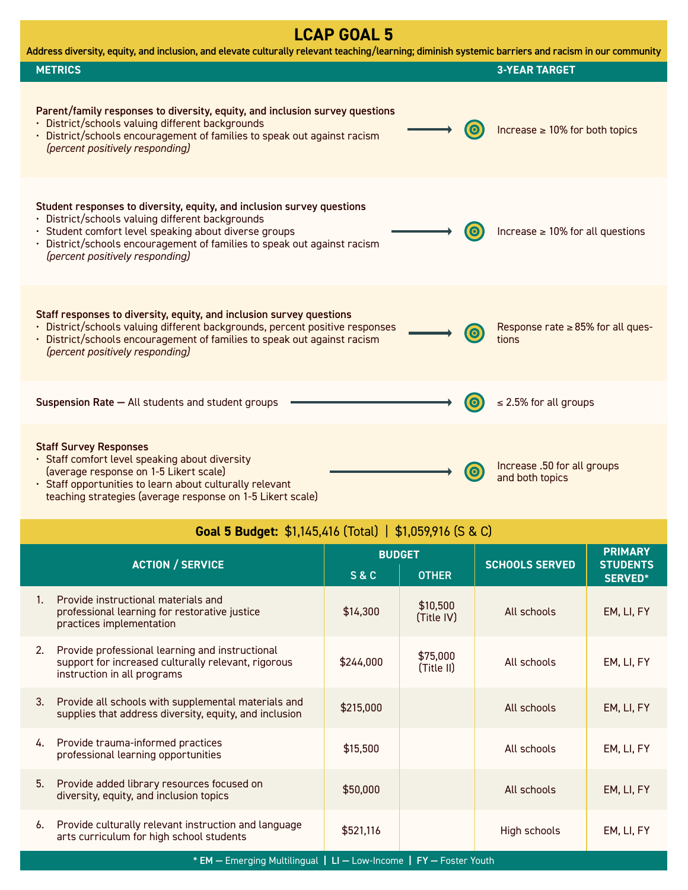# LCAP GOAL 5

**Address diversity, equity, and inclusion, and elevate culturally relevant teaching/learning; diminish systemic barriers and racism in our community**

| METRICS | 3-YEAR TARGET |
|---|---|
| **Parent/family responses to diversity, equity, and inclusion survey questions**<br>• District/schools valuing different backgrounds<br>• District/schools encouragement of families to speak out against racism<br>*(percent positively responding)* | Increase ≥ 10% for both topics |
| **Student responses to diversity, equity, and inclusion survey questions**<br>• District/schools valuing different backgrounds<br>• Student comfort level speaking about diverse groups<br>• District/schools encouragement of families to speak out against racism<br>*(percent positively responding)* | Increase ≥ 10% for all questions |
| **Staff responses to diversity, equity, and inclusion survey questions**<br>• District/schools valuing different backgrounds, percent positive responses<br>• District/schools encouragement of families to speak out against racism<br>*(percent positively responding)* | Response rate ≥ 85% for all questions |
| **Suspension Rate —** All students and student groups | ≤ 2.5% for all groups |
| **Staff Survey Responses**<br>• Staff comfort level speaking about diversity (average response on 1-5 Likert scale)<br>• Staff opportunities to learn about culturally relevant teaching strategies (average response on 1-5 Likert scale) | Increase .50 for all groups and both topics |

**Goal 5 Budget:** $1,145,416 (Total) | $1,059,916 (S & C)

| ACTION / SERVICE | BUDGET | | SCHOOLS SERVED | PRIMARY STUDENTS SERVED* |
|---|---|---|---|---|
| | S & C | OTHER | | |
| 1. Provide instructional materials and professional learning for restorative justice practices implementation | $14,300 | $10,500 (Title IV) | All schools | EM, LI, FY |
| 2. Provide professional learning and instructional support for increased culturally relevant, rigorous instruction in all programs | $244,000 | $75,000 (Title II) | All schools | EM, LI, FY |
| 3. Provide all schools with supplemental materials and supplies that address diversity, equity, and inclusion | $215,000 | | All schools | EM, LI, FY |
| 4. Provide trauma-informed practices professional learning opportunities | $15,500 | | All schools | EM, LI, FY |
| 5. Provide added library resources focused on diversity, equity, and inclusion topics | $50,000 | | All schools | EM, LI, FY |
| 6. Provide culturally relevant instruction and language arts curriculum for high school students | $521,116 | | High schools | EM, LI, FY |

\* **EM** — Emerging Multilingual | **LI** — Low-Income | **FY** — Foster Youth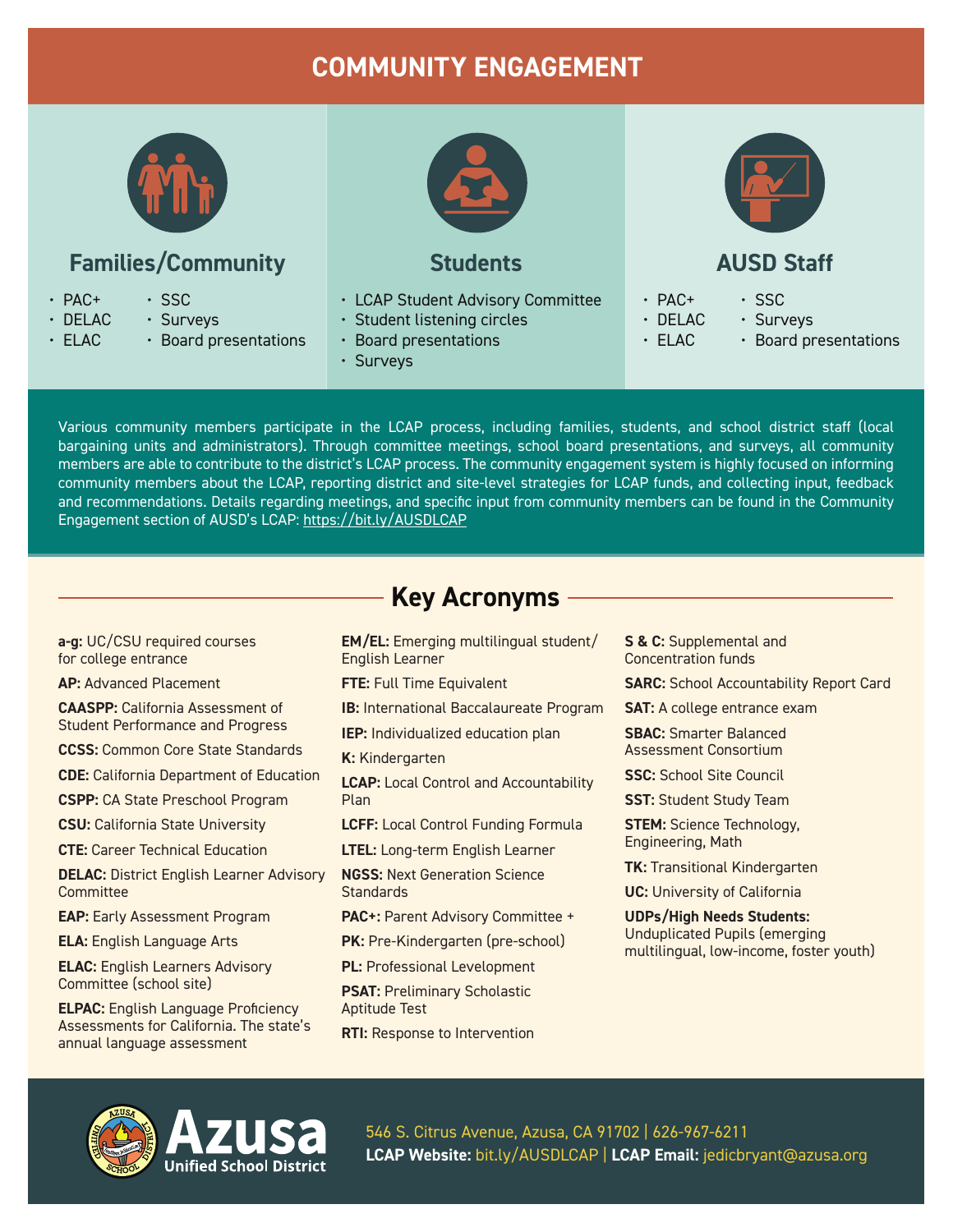# COMMUNITY ENGAGEMENT

## Families/Community

- PAC+
- DELAC
- ELAC
- SSC
- Surveys
- Board presentations

## Students

- LCAP Student Advisory Committee
- Student listening circles
- Board presentations
- Surveys

## AUSD Staff

- PAC+
- DELAC
- ELAC
- SSC
- Surveys
- Board presentations

Various community members participate in the LCAP process, including families, students, and school district staff (local bargaining units and administrators). Through committee meetings, school board presentations, and surveys, all community members are able to contribute to the district's LCAP process. The community engagement system is highly focused on informing community members about the LCAP, reporting district and site-level strategies for LCAP funds, and collecting input, feedback and recommendations. Details regarding meetings, and specific input from community members can be found in the Community Engagement section of AUSD's LCAP: https://bit.ly/AUSDLCAP

## Key Acronyms

**a-g:** UC/CSU required courses for college entrance

**AP:** Advanced Placement

**CAASPP:** California Assessment of Student Performance and Progress

**CCSS:** Common Core State Standards

**CDE:** California Department of Education

**CSPP:** CA State Preschool Program

**CSU:** California State University

**CTE:** Career Technical Education

**DELAC:** District English Learner Advisory Committee

**EAP:** Early Assessment Program

**ELA:** English Language Arts

**ELAC:** English Learners Advisory Committee (school site)

**ELPAC:** English Language Proficiency Assessments for California. The state's annual language assessment

**EM/EL:** Emerging multilingual student/ English Learner

**FTE:** Full Time Equivalent

**IB:** International Baccalaureate Program

**IEP:** Individualized education plan

**K:** Kindergarten

**LCAP:** Local Control and Accountability Plan

**LCFF:** Local Control Funding Formula

**LTEL:** Long-term English Learner

**NGSS:** Next Generation Science Standards

**PAC+:** Parent Advisory Committee +

**PK:** Pre-Kindergarten (pre-school)

**PL:** Professional Levelopment

**PSAT:** Preliminary Scholastic Aptitude Test

**RTI:** Response to Intervention

**S & C:** Supplemental and Concentration funds

**SARC:** School Accountability Report Card

**SAT:** A college entrance exam

**SBAC:** Smarter Balanced Assessment Consortium

**SSC:** School Site Council

**SST:** Student Study Team

**STEM:** Science Technology, Engineering, Math

**TK:** Transitional Kindergarten

**UC:** University of California

**UDPs/High Needs Students:** Unduplicated Pupils (emerging multilingual, low-income, foster youth)

Azusa Unified School District

546 S. Citrus Avenue, Azusa, CA 91702 | 626-967-6211

**LCAP Website:** bit.ly/AUSDLCAP | **LCAP Email:** jedicbryant@azusa.org